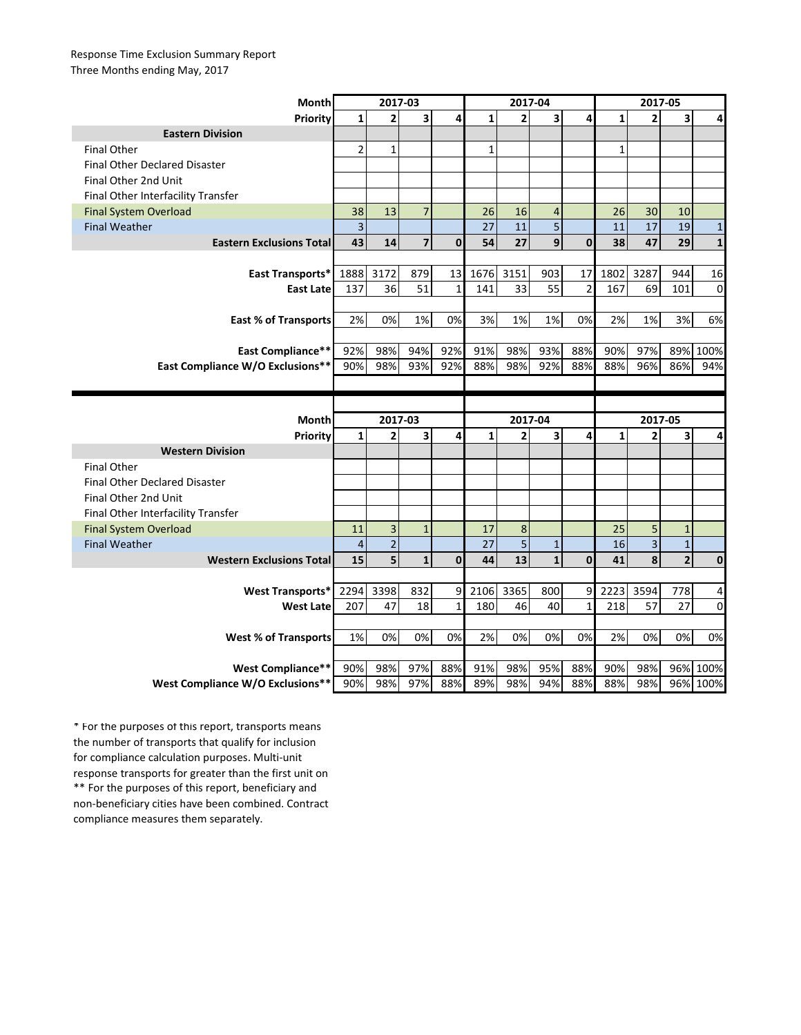Response Time Exclusion Summary Report
Three Months ending May, 2017

| Month | 2017-03 | | | | 2017-04 | | | | 2017-05 | | | |
|---|---|---|---|---|---|---|---|---|---|---|---|---|
| Priority | 1 | 2 | 3 | 4 | 1 | 2 | 3 | 4 | 1 | 2 | 3 | 4 |
| **Eastern Division** | | | | | | | | | | | | |
| Final Other | 2 | 1 | | | 1 | | | | 1 | | | |
| Final Other Declared Disaster | | | | | | | | | | | | |
| Final Other 2nd Unit | | | | | | | | | | | | |
| Final Other Interfacility Transfer | | | | | | | | | | | | |
| Final System Overload | 38 | 13 | 7 | | 26 | 16 | 4 | | 26 | 30 | 10 | |
| Final Weather | 3 | | | | 27 | 11 | 5 | | 11 | 17 | 19 | 1 |
| **Eastern Exclusions Total** | **43** | **14** | **7** | **0** | **54** | **27** | **9** | **0** | **38** | **47** | **29** | **1** |
| | | | | | | | | | | | | |
| **East Transports*** | 1888 | 3172 | 879 | 13 | 1676 | 3151 | 903 | 17 | 1802 | 3287 | 944 | 16 |
| **East Late** | 137 | 36 | 51 | 1 | 141 | 33 | 55 | 2 | 167 | 69 | 101 | 0 |
| | | | | | | | | | | | | |
| **East % of Transports** | 2% | 0% | 1% | 0% | 3% | 1% | 1% | 0% | 2% | 1% | 3% | 6% |
| | | | | | | | | | | | | |
| **East Compliance**** | 92% | 98% | 94% | 92% | 91% | 98% | 93% | 88% | 90% | 97% | 89% | 100% |
| **East Compliance W/O Exclusions**** | 90% | 98% | 93% | 92% | 88% | 98% | 92% | 88% | 88% | 96% | 86% | 94% |

| Month | 2017-03 | | | | 2017-04 | | | | 2017-05 | | | |
|---|---|---|---|---|---|---|---|---|---|---|---|---|
| Priority | 1 | 2 | 3 | 4 | 1 | 2 | 3 | 4 | 1 | 2 | 3 | 4 |
| **Western Division** | | | | | | | | | | | | |
| Final Other | | | | | | | | | | | | |
| Final Other Declared Disaster | | | | | | | | | | | | |
| Final Other 2nd Unit | | | | | | | | | | | | |
| Final Other Interfacility Transfer | | | | | | | | | | | | |
| Final System Overload | 11 | 3 | 1 | | 17 | 8 | | | 25 | 5 | 1 | |
| Final Weather | 4 | 2 | | | 27 | 5 | 1 | | 16 | 3 | 1 | |
| **Western Exclusions Total** | **15** | **5** | **1** | **0** | **44** | **13** | **1** | **0** | **41** | **8** | **2** | **0** |
| | | | | | | | | | | | | |
| **West Transports*** | 2294 | 3398 | 832 | 9 | 2106 | 3365 | 800 | 9 | 2223 | 3594 | 778 | 4 |
| **West Late** | 207 | 47 | 18 | 1 | 180 | 46 | 40 | 1 | 218 | 57 | 27 | 0 |
| | | | | | | | | | | | | |
| **West % of Transports** | 1% | 0% | 0% | 0% | 2% | 0% | 0% | 0% | 2% | 0% | 0% | 0% |
| | | | | | | | | | | | | |
| **West Compliance**** | 90% | 98% | 97% | 88% | 91% | 98% | 95% | 88% | 90% | 98% | 96% | 100% |
| **West Compliance W/O Exclusions**** | 90% | 98% | 97% | 88% | 89% | 98% | 94% | 88% | 88% | 98% | 96% | 100% |

* For the purposes of this report, transports means the number of transports that qualify for inclusion for compliance calculation purposes. Multi-unit response transports for greater than the first unit on
** For the purposes of this report, beneficiary and non-beneficiary cities have been combined. Contract compliance measures them separately.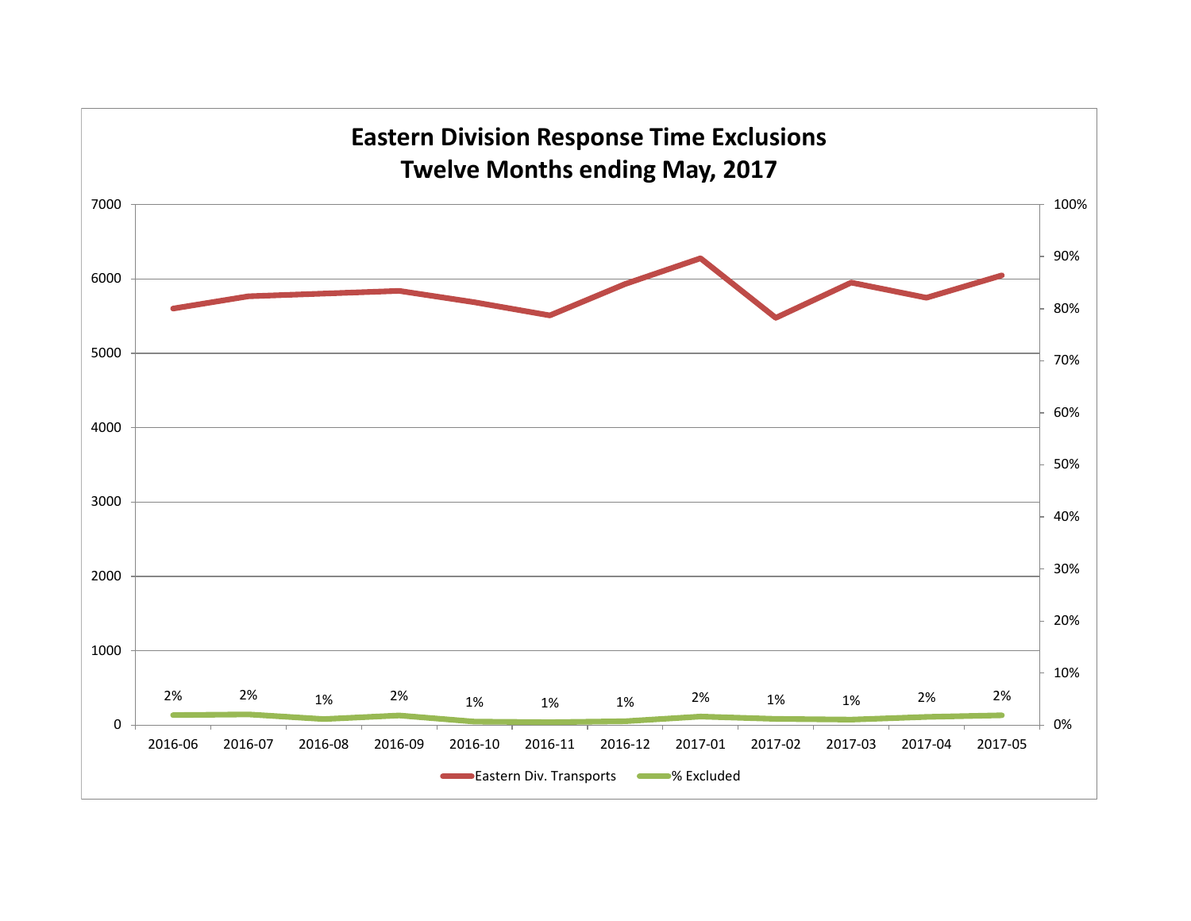# Eastern Division Response Time Exclusions
## Twelve Months ending May, 2017

| Month | % Excluded |
|---|---|
| 2016-06 | 2% |
| 2016-07 | 2% |
| 2016-08 | 1% |
| 2016-09 | 2% |
| 2016-10 | 1% |
| 2016-11 | 1% |
| 2016-12 | 1% |
| 2017-01 | 2% |
| 2017-02 | 1% |
| 2017-03 | 1% |
| 2017-04 | 2% |
| 2017-05 | 2% |

Eastern Div. Transports — % Excluded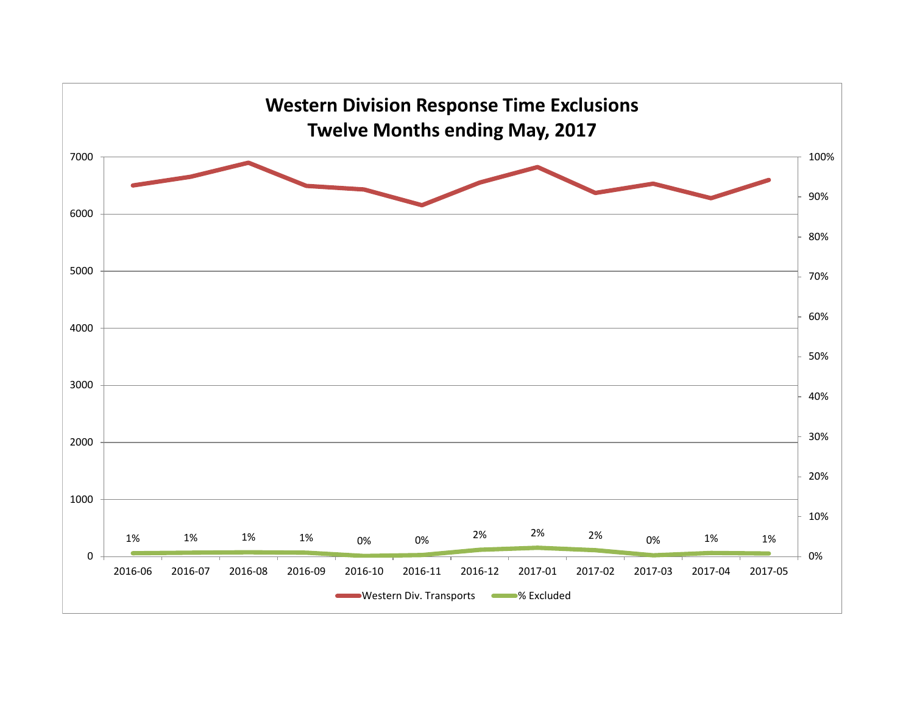# Western Division Response Time Exclusions
## Twelve Months ending May, 2017

7000
6000
5000
4000
3000
2000
1000
0

100%
90%
80%
70%
60%
50%
40%
30%
20%
10%
0%

1% 1% 1% 1% 0% 0% 2% 2% 2% 0% 1% 1%

2016-06 2016-07 2016-08 2016-09 2016-10 2016-11 2016-12 2017-01 2017-02 2017-03 2017-04 2017-05

Western Div. Transports
% Excluded